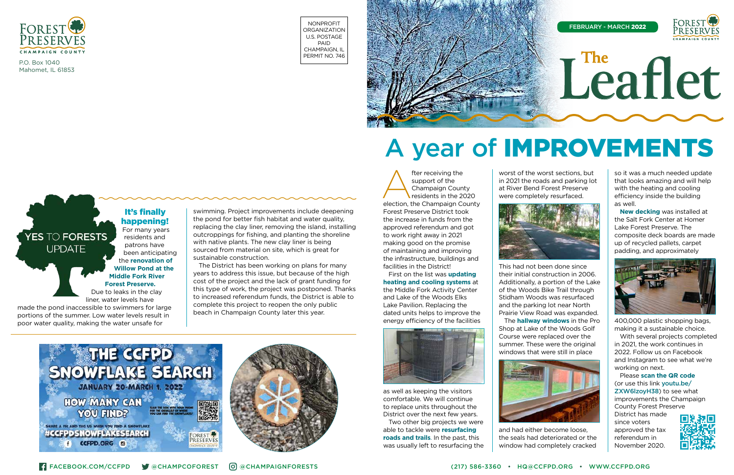FOREST PRESERVES
CHAMPAIGN COUNTY

P.O. Box 1040
Mahomet, IL 61853

NONPROFIT ORGANIZATION
U.S. POSTAGE PAID
CHAMPAIGN, IL
PERMIT NO. 746

FEBRUARY - MARCH 2022

# The Leaflet

## YES TO FORESTS UPDATE

### It's finally happening!

For many years residents and patrons have been anticipating the **renovation of Willow Pond at the Middle Fork River Forest Preserve.** Due to leaks in the clay liner, water levels have made the pond inaccessible to swimmers for large portions of the summer. Low water levels result in poor water quality, making the water unsafe for swimming. Project improvements include deepening the pond for better fish habitat and water quality, replacing the clay liner, removing the island, installing outcroppings for fishing, and planting the shoreline with native plants. The new clay liner is being sourced from material on site, which is great for sustainable construction.

The District has been working on plans for many years to address this issue, but because of the high cost of the project and the lack of grant funding for this type of work, the project was postponed. Thanks to increased referendum funds, the District is able to complete this project to reopen the only public beach in Champaign County later this year.

## THE CCFPD SNOWFLAKE SEARCH

JANUARY 20-MARCH 1, 2022

HOW MANY CAN YOU FIND?

SCAN THE BOX WITH YOUR PHONE FOR THE CHECKLIST OF WHERE YOU CAN FIND THE SNOWFLAKES!

SHARE A PIC AND TAG US WHEN YOU FIND A SNOWFLAKE #CCFPDSNOWFLAKESEARCH

CCFPD.ORG

# A year of IMPROVEMENTS

After receiving the support of the Champaign County residents in the 2020 election, the Champaign County Forest Preserve District took the increase in funds from the approved referendum and got to work right away in 2021 making good on the promise of maintaining and improving the infrastructure, buildings and facilities in the District!

First on the list was **updating heating and cooling systems** at the Middle Fork Activity Center and Lake of the Woods Elks Lake Pavilion. Replacing the dated units helps to improve the energy efficiency of the facilities as well as keeping the visitors comfortable. We will continue to replace units throughout the District over the next few years.

Two other big projects we were able to tackle were **resurfacing roads and trails**. In the past, this was usually left to resurfacing the worst of the worst sections, but in 2021 the roads and parking lot at River Bend Forest Preserve were completely resurfaced. This had not been done since their initial construction in 2006. Additionally, a portion of the Lake of the Woods Bike Trail through Stidham Woods was resurfaced and the parking lot near North Prairie View Road was expanded.

The **hallway windows** in the Pro Shop at Lake of the Woods Golf Course were replaced over the summer. These were the original windows that were still in place and had either become loose, the seals had deteriorated or the window had completely cracked so it was a much needed update that looks amazing and will help with the heating and cooling efficiency inside the building as well.

**New decking** was installed at the Salt Fork Center at Homer Lake Forest Preserve. The composite deck boards are made up of recycled pallets, carpet padding, and approximately 400,000 plastic shopping bags, making it a sustainable choice.

With several projects completed in 2021, the work continues in 2022. Follow us on Facebook and Instagram to see what we're working on next.

Please **scan the QR code** (or use this link **youtu.be/ZXW6lzoyH38**) to see what improvements the Champaign County Forest Preserve District has made since voters approved the tax referendum in November 2020.

FACEBOOK.COM/CCFPD • @CHAMPCOFOREST • @CHAMPAIGNFORESTS

(217) 586-3360 • HQ@CCFPD.ORG • WWW.CCFPD.ORG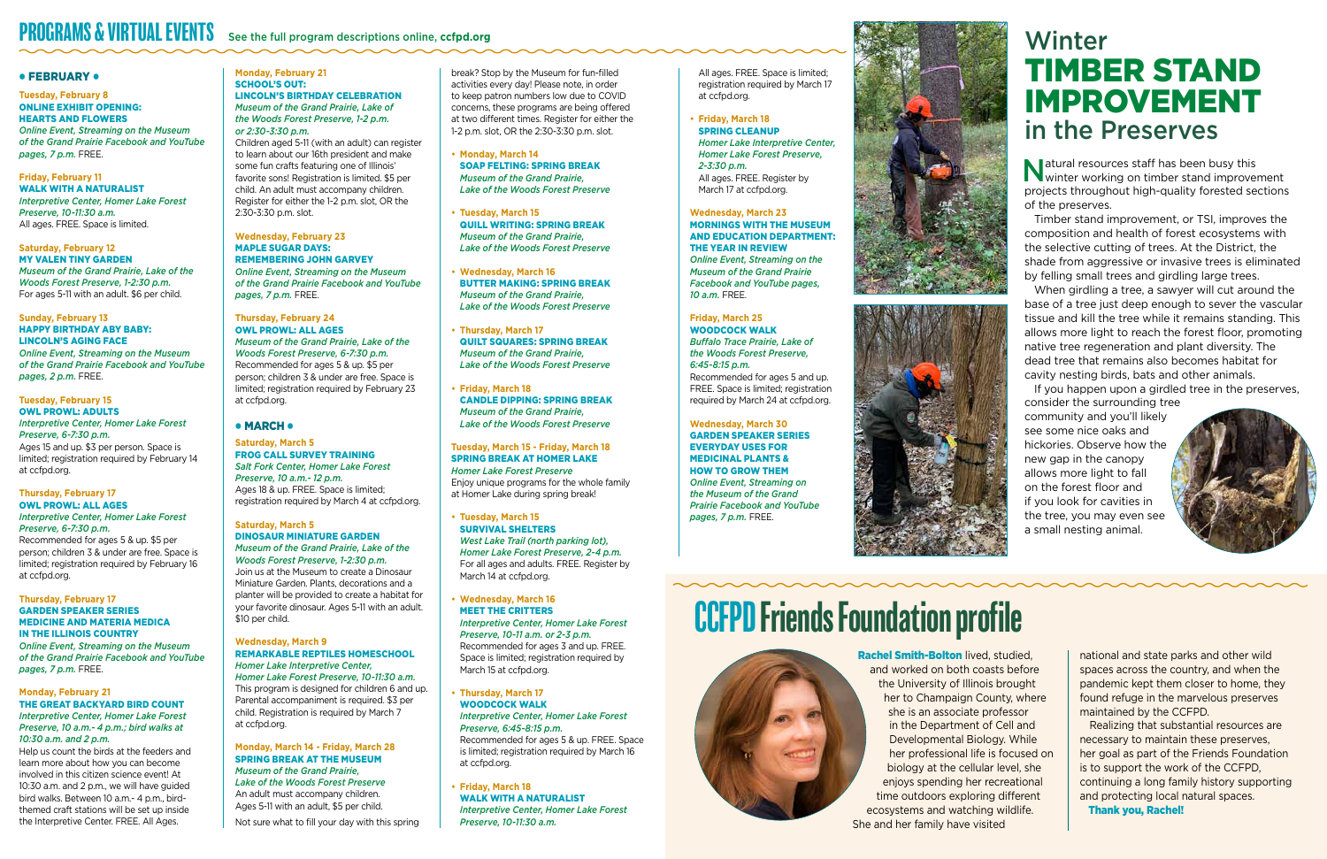# PROGRAMS & VIRTUAL EVENTS

See the full program descriptions online, **ccfpd.org**

## • FEBRUARY •

**Tuesday, February 8**
**ONLINE EXHIBIT OPENING: HEARTS AND FLOWERS**
*Online Event, Streaming on the Museum of the Grand Prairie Facebook and YouTube pages, 7 p.m.* FREE.

**Friday, February 11**
**WALK WITH A NATURALIST**
*Interpretive Center, Homer Lake Forest Preserve, 10-11:30 a.m.*
All ages. FREE. Space is limited.

**Saturday, February 12**
**MY VALEN TINY GARDEN**
*Museum of the Grand Prairie, Lake of the Woods Forest Preserve, 1-2:30 p.m.*
For ages 5-11 with an adult. $6 per child.

**Sunday, February 13**
**HAPPY BIRTHDAY ABY BABY: LINCOLN'S AGING FACE**
*Online Event, Streaming on the Museum of the Grand Prairie Facebook and YouTube pages, 2 p.m.* FREE.

**Tuesday, February 15**
**OWL PROWL: ADULTS**
*Interpretive Center, Homer Lake Forest Preserve, 6-7:30 p.m.*
Ages 15 and up. $3 per person. Space is limited; registration required by February 14 at ccfpd.org.

**Thursday, February 17**
**OWL PROWL: ALL AGES**
*Interpretive Center, Homer Lake Forest Preserve, 6-7:30 p.m.*
Recommended for ages 5 & up. $5 per person; children 3 & under are free. Space is limited; registration required by February 16 at ccfpd.org.

**Thursday, February 17**
**GARDEN SPEAKER SERIES MEDICINE AND MATERIA MEDICA IN THE ILLINOIS COUNTRY**
*Online Event, Streaming on the Museum of the Grand Prairie Facebook and YouTube pages, 7 p.m.* FREE.

**Monday, February 21**
**THE GREAT BACKYARD BIRD COUNT**
*Interpretive Center, Homer Lake Forest Preserve, 10 a.m.- 4 p.m.; bird walks at 10:30 a.m. and 2 p.m.*
Help us count the birds at the feeders and learn more about how you can become involved in this citizen science event! At 10:30 a.m. and 2 p.m., we will have guided bird walks. Between 10 a.m.- 4 p.m., bird-themed craft stations will be set up inside the Interpretive Center. FREE. All Ages.

**Monday, February 21**
**SCHOOL'S OUT: LINCOLN'S BIRTHDAY CELEBRATION**
*Museum of the Grand Prairie, Lake of the Woods Forest Preserve, 1-2 p.m. or 2:30-3:30 p.m.*
Children aged 5-11 (with an adult) can register to learn about our 16th president and make some fun crafts featuring one of Illinois' favorite sons! Registration is limited. $5 per child. An adult must accompany children. Register for either the 1-2 p.m. slot, OR the 2:30-3:30 p.m. slot.

**Wednesday, February 23**
**MAPLE SUGAR DAYS: REMEMBERING JOHN GARVEY**
*Online Event, Streaming on the Museum of the Grand Prairie Facebook and YouTube pages, 7 p.m.* FREE.

**Thursday, February 24**
**OWL PROWL: ALL AGES**
*Museum of the Grand Prairie, Lake of the Woods Forest Preserve, 6-7:30 p.m.*
Recommended for ages 5 & up. $5 per person; children 3 & under are free. Space is limited; registration required by February 23 at ccfpd.org.

## • MARCH •

**Saturday, March 5**
**FROG CALL SURVEY TRAINING**
*Salt Fork Center, Homer Lake Forest Preserve, 10 a.m.- 12 p.m.*
Ages 18 & up. FREE. Space is limited; registration required by March 4 at ccfpd.org.

**Saturday, March 5**
**DINOSAUR MINIATURE GARDEN**
*Museum of the Grand Prairie, Lake of the Woods Forest Preserve, 1-2:30 p.m.*
Join us at the Museum to create a Dinosaur Miniature Garden. Plants, decorations and a planter will be provided to create a habitat for your favorite dinosaur. Ages 5-11 with an adult. $10 per child.

**Wednesday, March 9**
**REMARKABLE REPTILES HOMESCHOOL**
*Homer Lake Interpretive Center, Homer Lake Forest Preserve, 10-11:30 a.m.*
This program is designed for children 6 and up. Parental accompaniment is required. $3 per child. Registration is required by March 7 at ccfpd.org.

**Monday, March 14 - Friday, March 28**
**SPRING BREAK AT THE MUSEUM**
*Museum of the Grand Prairie, Lake of the Woods Forest Preserve*
An adult must accompany children. Ages 5-11 with an adult, $5 per child.

Not sure what to fill your day with this spring break? Stop by the Museum for fun-filled activities every day! Please note, in order to keep patron numbers low due to COVID concerns, these programs are being offered at two different times. Register for either the 1-2 p.m. slot, OR the 2:30-3:30 p.m. slot.

- **Monday, March 14**
  **SOAP FELTING: SPRING BREAK**
  *Museum of the Grand Prairie, Lake of the Woods Forest Preserve*
- **Tuesday, March 15**
  **QUILL WRITING: SPRING BREAK**
  *Museum of the Grand Prairie, Lake of the Woods Forest Preserve*
- **Wednesday, March 16**
  **BUTTER MAKING: SPRING BREAK**
  *Museum of the Grand Prairie, Lake of the Woods Forest Preserve*
- **Thursday, March 17**
  **QUILT SQUARES: SPRING BREAK**
  *Museum of the Grand Prairie, Lake of the Woods Forest Preserve*
- **Friday, March 18**
  **CANDLE DIPPING: SPRING BREAK**
  *Museum of the Grand Prairie, Lake of the Woods Forest Preserve*

**Tuesday, March 15 - Friday, March 18**
**SPRING BREAK AT HOMER LAKE**
*Homer Lake Forest Preserve*
Enjoy unique programs for the whole family at Homer Lake during spring break!

- **Tuesday, March 15**
  **SURVIVAL SHELTERS**
  *West Lake Trail (north parking lot), Homer Lake Forest Preserve, 2-4 p.m.*
  For all ages and adults. FREE. Register by March 14 at ccfpd.org.
- **Wednesday, March 16**
  **MEET THE CRITTERS**
  *Interpretive Center, Homer Lake Forest Preserve, 10-11 a.m. or 2-3 p.m.*
  Recommended for ages 3 and up. FREE. Space is limited; registration required by March 15 at ccfpd.org.
- **Thursday, March 17**
  **WOODCOCK WALK**
  *Interpretive Center, Homer Lake Forest Preserve, 6:45-8:15 p.m.*
  Recommended for ages 5 & up. FREE. Space is limited; registration required by March 16 at ccfpd.org.
- **Friday, March 18**
  **WALK WITH A NATURALIST**
  *Interpretive Center, Homer Lake Forest Preserve, 10-11:30 a.m.*
  All ages. FREE. Space is limited; registration required by March 17 at ccfpd.org.
- **Friday, March 18**
  **SPRING CLEANUP**
  *Homer Lake Interpretive Center, Homer Lake Forest Preserve, 2-3:30 p.m.*
  All ages. FREE. Register by March 17 at ccfpd.org.

**Wednesday, March 23**
**MORNINGS WITH THE MUSEUM AND EDUCATION DEPARTMENT: THE YEAR IN REVIEW**
*Online Event, Streaming on the Museum of the Grand Prairie Facebook and YouTube pages, 10 a.m.* FREE.

**Friday, March 25**
**WOODCOCK WALK**
*Buffalo Trace Prairie, Lake of the Woods Forest Preserve, 6:45-8:15 p.m.*
Recommended for ages 5 and up. FREE. Space is limited; registration required by March 24 at ccfpd.org.

**Wednesday, March 30**
**GARDEN SPEAKER SERIES EVERYDAY USES FOR MEDICINAL PLANTS & HOW TO GROW THEM**
*Online Event, Streaming on the Museum of the Grand Prairie Facebook and YouTube pages, 7 p.m.* FREE.

# Winter TIMBER STAND IMPROVEMENT in the Preserves

Natural resources staff has been busy this winter working on timber stand improvement projects throughout high-quality forested sections of the preserves.

Timber stand improvement, or TSI, improves the composition and health of forest ecosystems with the selective cutting of trees. At the District, the shade from aggressive or invasive trees is eliminated by felling small trees and girdling large trees.

When girdling a tree, a sawyer will cut around the base of a tree just deep enough to sever the vascular tissue and kill the tree while it remains standing. This allows more light to reach the forest floor, promoting native tree regeneration and plant diversity. The dead tree that remains also becomes habitat for cavity nesting birds, bats and other animals.

If you happen upon a girdled tree in the preserves, consider the surrounding tree community and you'll likely see some nice oaks and hickories. Observe how the new gap in the canopy allows more light to fall on the forest floor and if you look for cavities in the tree, you may even see a small nesting animal.

# CCFPD Friends Foundation profile

**Rachel Smith-Bolton** lived, studied, and worked on both coasts before the University of Illinois brought her to Champaign County, where she is an associate professor in the Department of Cell and Developmental Biology. While her professional life is focused on biology at the cellular level, she enjoys spending her recreational time outdoors exploring different ecosystems and watching wildlife. She and her family have visited national and state parks and other wild spaces across the country, and when the pandemic kept them closer to home, they found refuge in the marvelous preserves maintained by the CCFPD.

Realizing that substantial resources are necessary to maintain these preserves, her goal as part of the Friends Foundation is to support the work of the CCFPD, continuing a long family history supporting and protecting local natural spaces.

**Thank you, Rachel!**